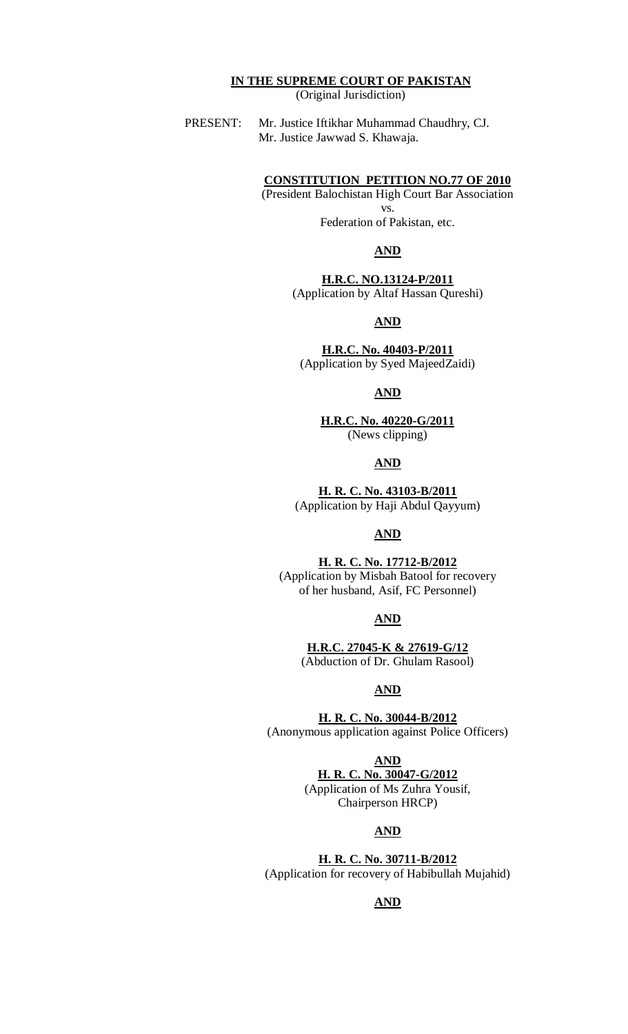**IN THE SUPREME COURT OF PAKISTAN**
(Original Jurisdiction)

PRESENT: Mr. Justice Iftikhar Muhammad Chaudhry, CJ.
Mr. Justice Jawwad S. Khawaja.

**CONSTITUTION PETITION NO.77 OF 2010**
(President Balochistan High Court Bar Association
vs.
Federation of Pakistan, etc.

**AND**

**H.R.C. NO.13124-P/2011**
(Application by Altaf Hassan Qureshi)

**AND**

**H.R.C. No. 40403-P/2011**
(Application by Syed MajeedZaidi)

**AND**

**H.R.C. No. 40220-G/2011**
(News clipping)

**AND**

**H. R. C. No. 43103-B/2011**
(Application by Haji Abdul Qayyum)

**AND**

**H. R. C. No. 17712-B/2012**
(Application by Misbah Batool for recovery
of her husband, Asif, FC Personnel)

**AND**

**H.R.C. 27045-K & 27619-G/12**
(Abduction of Dr. Ghulam Rasool)

**AND**

**H. R. C. No. 30044-B/2012**
(Anonymous application against Police Officers)

**AND**

**H. R. C. No. 30047-G/2012**
(Application of Ms Zuhra Yousif,
Chairperson HRCP)

**AND**

**H. R. C. No. 30711-B/2012**
(Application for recovery of Habibullah Mujahid)

**AND**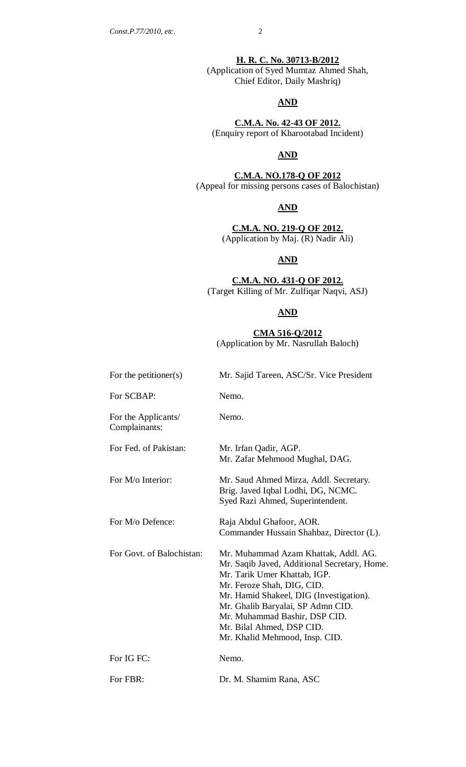**<u>H. R. C. No. 30713-B/2012</u>**
(Application of Syed Mumtaz Ahmed Shah, Chief Editor, Daily Mashriq)

**<u>AND</u>**

**<u>C.M.A. No. 42-43 OF 2012.</u>**
(Enquiry report of Kharootabad Incident)

**<u>AND</u>**

**<u>C.M.A. NO.178-Q OF 2012</u>**
(Appeal for missing persons cases of Balochistan)

**<u>AND</u>**

**<u>C.M.A. NO. 219-Q OF 2012.</u>**
(Application by Maj. (R) Nadir Ali)

**<u>AND</u>**

**<u>C.M.A. NO. 431-Q OF 2012.</u>**
(Target Killing of Mr. Zulfiqar Naqvi, ASJ)

**<u>AND</u>**

**<u>CMA 516-Q/2012</u>**
(Application by Mr. Nasrullah Baloch)

| | |
|---|---|
| For the petitioner(s) | Mr. Sajid Tareen, ASC/Sr. Vice President |
| For SCBAP: | Nemo. |
| For the Applicants/ Complainants: | Nemo. |
| For Fed. of Pakistan: | Mr. Irfan Qadir, AGP.<br>Mr. Zafar Mehmood Mughal, DAG. |
| For M/o Interior: | Mr. Saud Ahmed Mirza, Addl. Secretary.<br>Brig. Javed Iqbal Lodhi, DG, NCMC.<br>Syed Razi Ahmed, Superintendent. |
| For M/o Defence: | Raja Abdul Ghafoor, AOR.<br>Commander Hussain Shahbaz, Director (L). |
| For Govt. of Balochistan: | Mr. Muhammad Azam Khattak, Addl. AG.<br>Mr. Saqib Javed, Additional Secretary, Home.<br>Mr. Tarik Umer Khattab, IGP.<br>Mr. Feroze Shah, DIG, CID.<br>Mr. Hamid Shakeel, DIG (Investigation).<br>Mr. Ghalib Baryalai, SP Admn CID.<br>Mr. Muhammad Bashir, DSP CID.<br>Mr. Bilal Ahmed, DSP CID.<br>Mr. Khalid Mehmood, Insp. CID. |
| For IG FC: | Nemo. |
| For FBR: | Dr. M. Shamim Rana, ASC |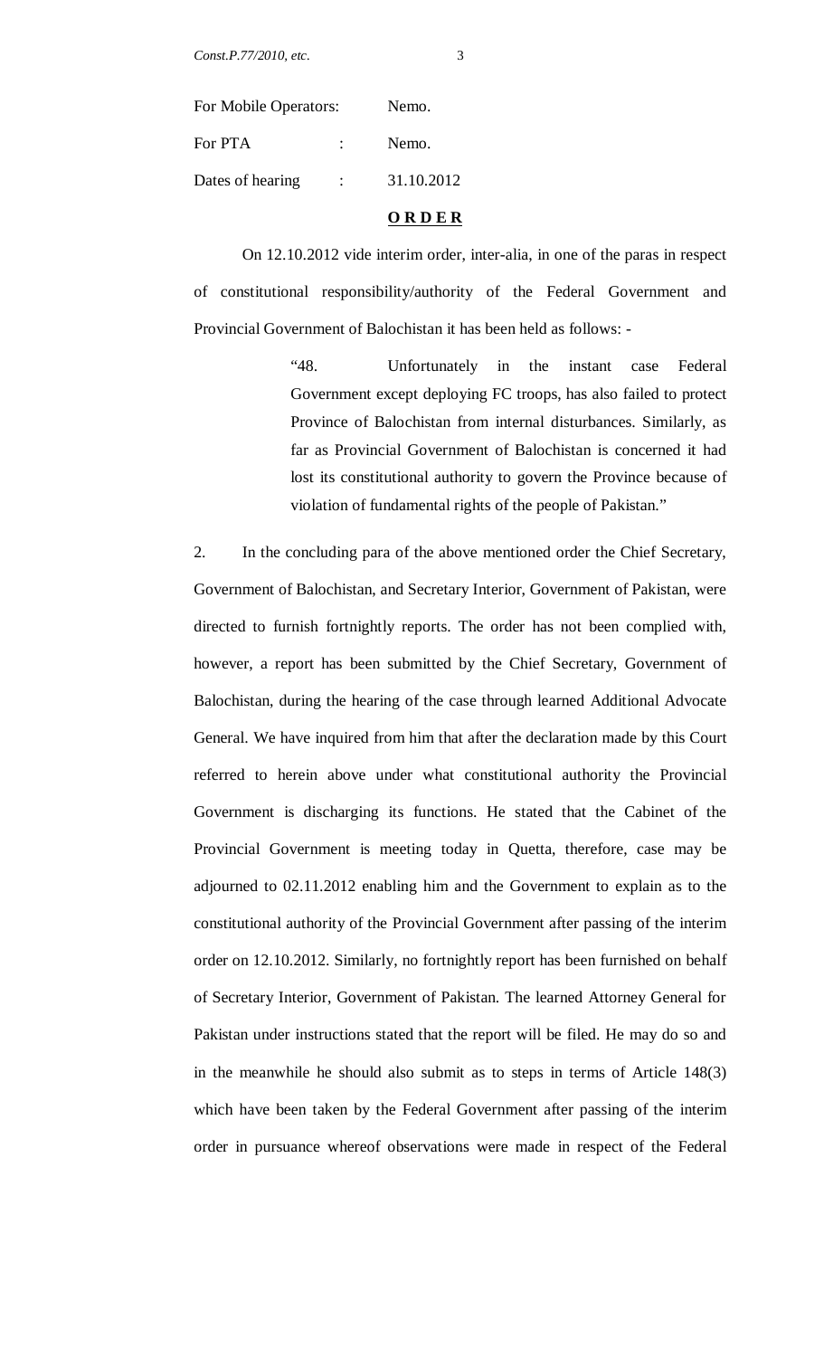| | | |
|---|---|---|
| For Mobile Operators: | | Nemo. |
| For PTA | : | Nemo. |
| Dates of hearing | : | 31.10.2012 |

**O R D E R**

On 12.10.2012 vide interim order, inter-alia, in one of the paras in respect of constitutional responsibility/authority of the Federal Government and Provincial Government of Balochistan it has been held as follows: -

> "48. Unfortunately in the instant case Federal Government except deploying FC troops, has also failed to protect Province of Balochistan from internal disturbances. Similarly, as far as Provincial Government of Balochistan is concerned it had lost its constitutional authority to govern the Province because of violation of fundamental rights of the people of Pakistan."

2. In the concluding para of the above mentioned order the Chief Secretary, Government of Balochistan, and Secretary Interior, Government of Pakistan, were directed to furnish fortnightly reports. The order has not been complied with, however, a report has been submitted by the Chief Secretary, Government of Balochistan, during the hearing of the case through learned Additional Advocate General. We have inquired from him that after the declaration made by this Court referred to herein above under what constitutional authority the Provincial Government is discharging its functions. He stated that the Cabinet of the Provincial Government is meeting today in Quetta, therefore, case may be adjourned to 02.11.2012 enabling him and the Government to explain as to the constitutional authority of the Provincial Government after passing of the interim order on 12.10.2012. Similarly, no fortnightly report has been furnished on behalf of Secretary Interior, Government of Pakistan. The learned Attorney General for Pakistan under instructions stated that the report will be filed. He may do so and in the meanwhile he should also submit as to steps in terms of Article 148(3) which have been taken by the Federal Government after passing of the interim order in pursuance whereof observations were made in respect of the Federal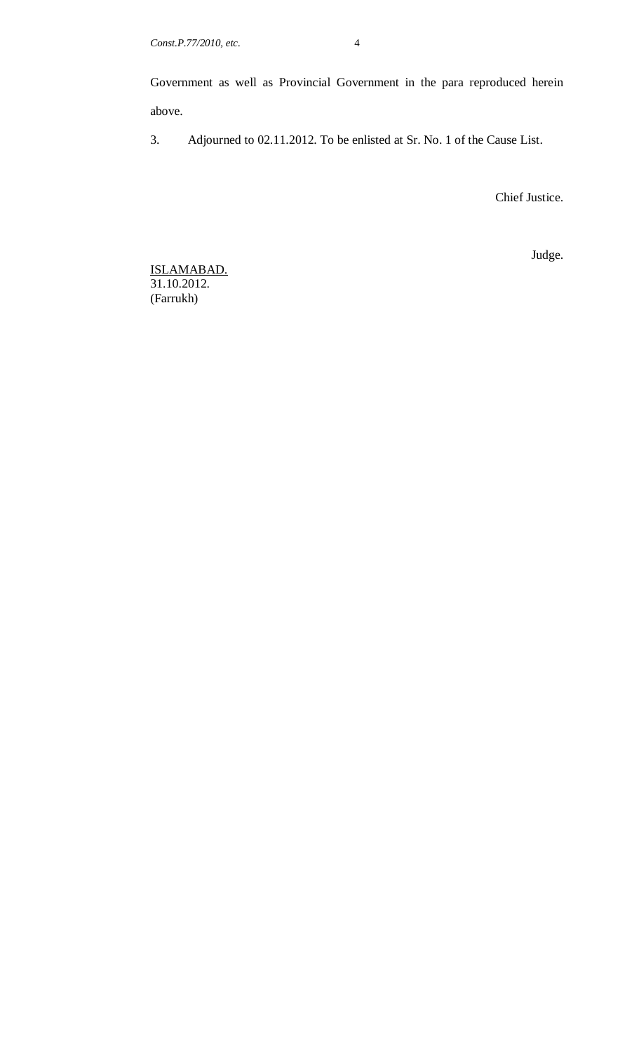Government as well as Provincial Government in the para reproduced herein above.

3. Adjourned to 02.11.2012. To be enlisted at Sr. No. 1 of the Cause List.

Chief Justice.

Judge.

ISLAMABAD.
31.10.2012.
(Farrukh)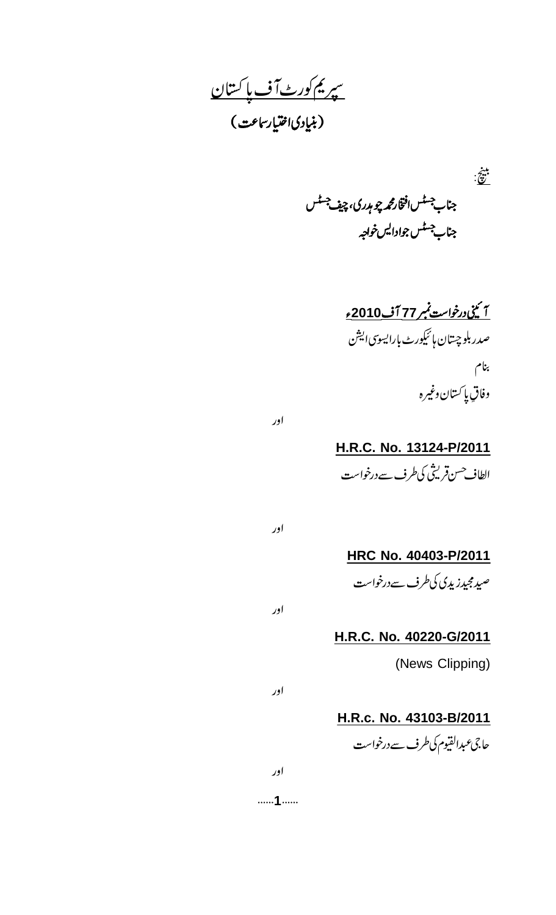# سپریم کورٹ آف پاکستان

## (بنیادی اختیار سماعت)

بینچ:

جناب جسٹس افتخار محمد چوہدری، چیف جسٹس

جناب جسٹس جواد ایس خواجہ

**آئینی درخواست نمبر 77 آف 2010ء**

صدر بلوچستان ہائیکورٹ بار ایسوسی ایشن

بنام

وفاقِ پاکستان وغیرہ

اور

**H.R.C. No. 13124-P/2011**

الطاف حسن قریشی کی طرف سے درخواست

اور

**HRC No. 40403-P/2011**

صید مجید زیدی کی طرف سے درخواست

اور

**H.R.C. No. 40220-G/2011**

(News Clipping)

اور

**H.R.c. No. 43103-B/2011**

حاجی عبدالقیوم کی طرف سے درخواست

اور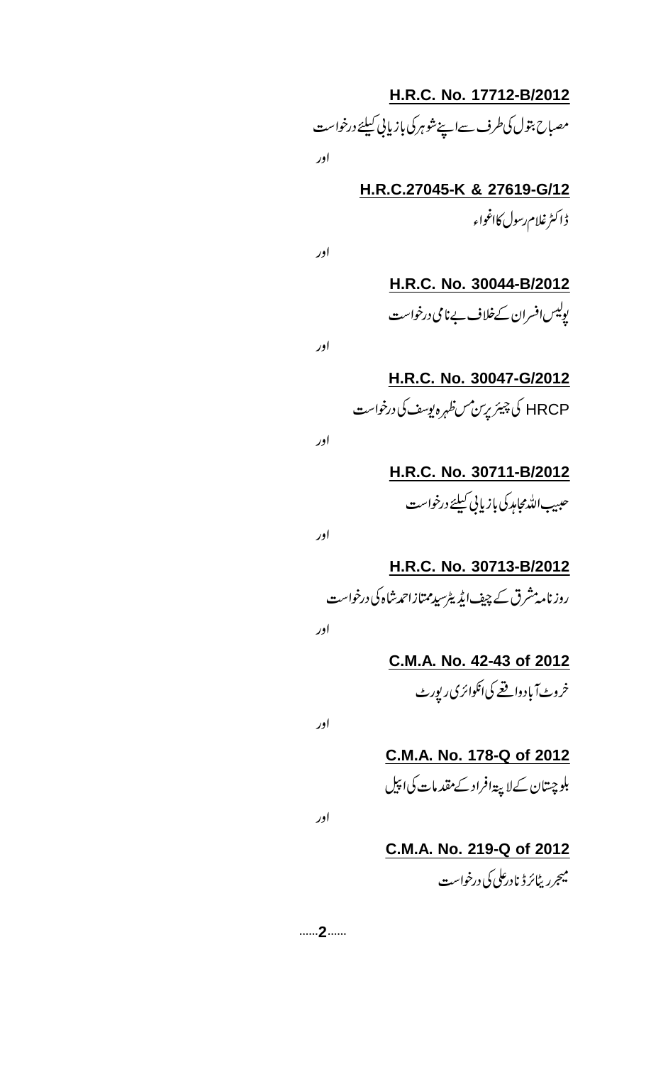**H.R.C. No. 17712-B/2012**

مصباح بتول کی طرف سے اپنے شوہر کی بازیابی کیلئے درخواست

اور

**H.R.C.27045-K & 27619-G/12**

ڈاکٹر غلام رسول کا اغواء

اور

**H.R.C. No. 30044-B/2012**

پولیس افسران کے خلاف بے نامی درخواست

اور

**H.R.C. No. 30047-G/2012**

HRCP کی چیئر پرسن مس ظہرہ یوسف کی درخواست

اور

**H.R.C. No. 30711-B/2012**

حبیب اللہ مجاہد کی بازیابی کیلئے درخواست

اور

**H.R.C. No. 30713-B/2012**

روزنامہ مشرق کے چیف ایڈیٹر سید ممتاز احمد شاہ کی درخواست

اور

**C.M.A. No. 42-43 of 2012**

خروٹ آباد واقعے کی انکوائری رپورٹ

اور

**C.M.A. No. 178-Q of 2012**

بلوچستان کے لاپتہ افراد کے مقدمات کی اپیل

اور

**C.M.A. No. 219-Q of 2012**

میجر ریٹائرڈ نادر علی کی درخواست

......2......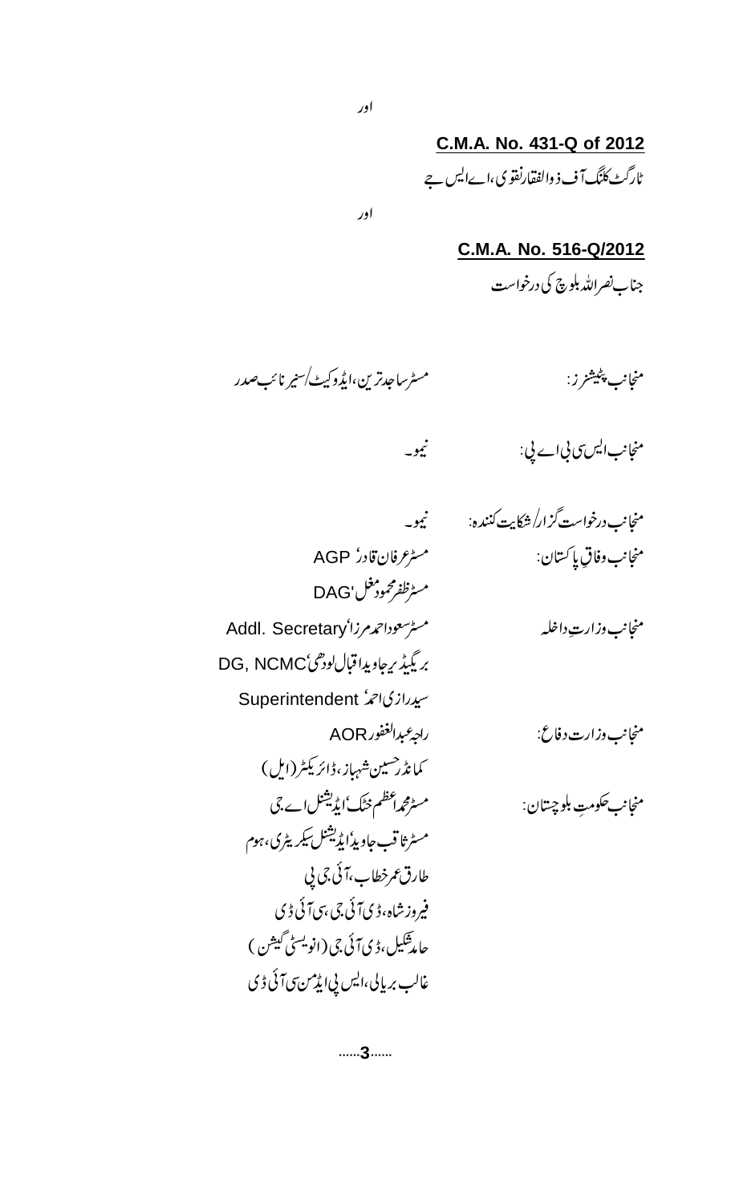اور

**C.M.A. No. 431-Q of 2012**

ٹارگٹ کلنگ آف ذوالفقار نقوی، اے ایس جے

اور

**C.M.A. No. 516-Q/2012**

جناب نصر اللہ بلوچ کی درخواست

منجانب پٹیشنرز: مسٹر ساجد ترین، ایڈوکیٹ/سینئر نائب صدر

منجانب ایس سی بی اے پی: نیمو۔

منجانب درخواست گزار/شکایت کنندہ: نیمو۔

منجانب وفاقِ پاکستان: مسٹر عرفان قادر، AGP
مسٹر ظفر محمود مغل، DAG

منجانب وزارتِ داخلہ: مسٹر سعود احمد مرزا، Addl. Secretary
بریگیڈیر جاوید اقبال لودھی، DG, NCMC
سید رازی احمد، Superintendent

منجانب وزارت دفاع: راجہ عبدالغفور AOR
کمانڈر حسین شہباز، ڈائریکٹر (ایل)

منجانب حکومتِ بلوچستان: مسٹر محمد اعظم خٹک، ایڈیشنل اے جی
مسٹر ثاقب جاوید، ایڈیشنل سیکریٹری، ہوم
طارق عمر خطاب، آئی جی پی
فیروز شاہ، ڈی آئی جی، سی آئی ڈی
حامد شکیل، ڈی آئی جی (انویسٹی گیشن)
غالب بریالی، ایس پی ایڈمن سی آئی ڈی

......3......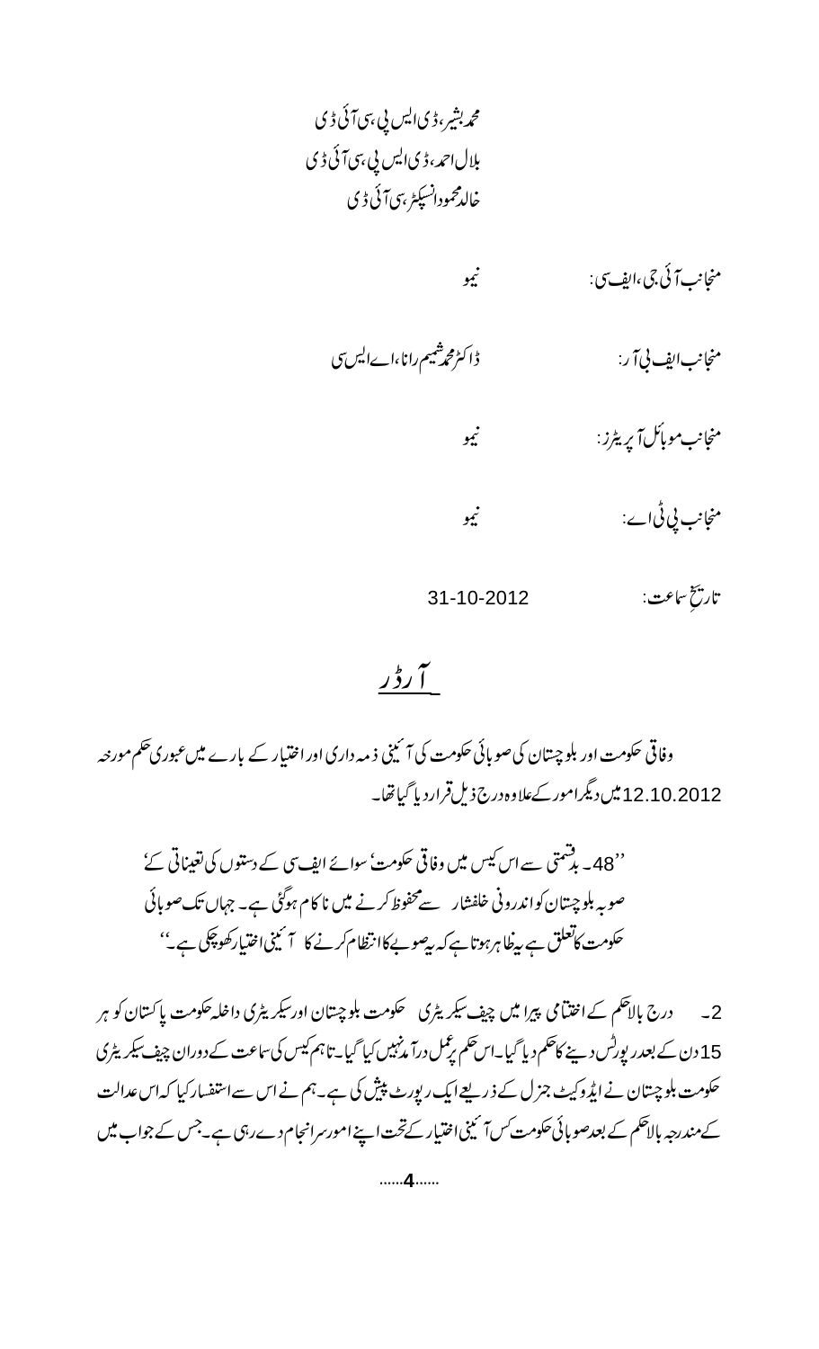محمد بشیر، ڈی ایس پی، سی آئی ڈی
بلال احمد، ڈی ایس پی، سی آئی ڈی
خالد محمود انسپکٹر، سی آئی ڈی

منجانب آئی جی، ایف سی: نیمو

منجانب ایف بی آر: ڈاکٹر محمد شمیم رانا، اے ایس سی

منجانب موبائل آپریٹرز: نیمو

منجانب پی ٹی اے: نیمو

تاریخِ سماعت: 31-10-2012

## آرڈر

وفاقی حکومت اور بلوچستان کی صوبائی حکومت کی آئینی ذمہ داری اور اختیار کے بارے میں عبوری حکم مورخہ 12.10.2012 میں دیگر امور کے علاوہ درج ذیل قرار دیا گیا تھا۔

> ''48۔ بدقسمتی سے اس کیس میں وفاقی حکومت، سوائے ایف سی کے دستوں کی تعیناتی کے، صوبہ بلوچستان کو اندرونی خلفشار سے محفوظ کرنے میں ناکام ہوگئی ہے۔ جہاں تک صوبائی حکومت کا تعلق ہے یہ ظاہر ہوتا ہے کہ یہ صوبے کا انتظام کرنے کا آئینی اختیار کھو چکی ہے۔''

2۔ درج بالا حکم کے اختتامی پیرا میں چیف سیکریٹری حکومت بلوچستان اور سیکریٹری داخلہ حکومت پاکستان کو ہر 15 دن کے بعد رپورٹس دینے کا حکم دیا گیا۔ اس حکم پر عمل درآمد نہیں کیا گیا۔ تاہم کیس کی سماعت کے دوران چیف سیکریٹری حکومت بلوچستان نے ایڈووکیٹ جنرل کے ذریعے ایک رپورٹ پیش کی ہے۔ ہم نے اس سے استفسار کیا کہ اس عدالت کے مندرجہ بالا حکم کے بعد صوبائی حکومت کس آئینی اختیار کے تحت اپنے امور سرانجام دے رہی ہے۔ جس کے جواب میں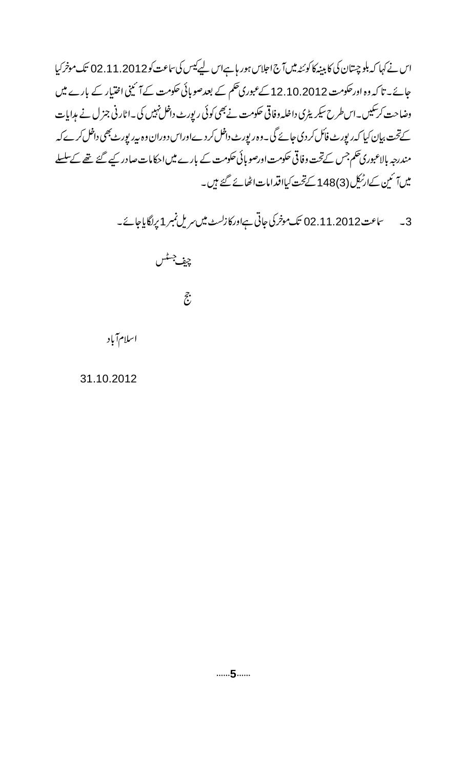اس نے کہا کہ بلوچستان کی کابینہ کا کوئٹہ میں آج اجلاس ہورہا ہےاس لیےکیس کی سماعت کو02.11.2012 تک موخر کیا جائے۔ تاکہ وہ اور حکومت 12.10.2012 کے عبوری حکم کے بعد صوبائی حکومت کے آئینی اختیار کے بارے میں وضاحت کرسکیں۔ اس طرح سیکریٹری داخلہ وفاقی حکومت نے بھی کوئی رپورٹ داخل نہیں کی۔ اٹارنی جنرل نے ہدایات کےتحت بیان کیا کہ رپورٹ فائل کردی جائے گی۔ وہ رپورٹ داخل کردے اوراس دوران وہ یہ رپورٹ بھی داخل کرے کہ مندرجہ بالاعبوری حکم جس کےتحت وفاقی حکومت اور صوبائی حکومت کے بارے میں احکامات صادر کیے گئے تھے کےسلسلے میں آئین کےارٹیکل (3)148 کےتحت کیااقدامات اٹھائے گئے ہیں۔

3۔ سماعت 02.11.2012 تک موخر کی جاتی ہےاور کازلسٹ میں سریل نمبر1پرلگایاجائے۔

چیف جسٹس

جج

اسلام آباد

31.10.2012